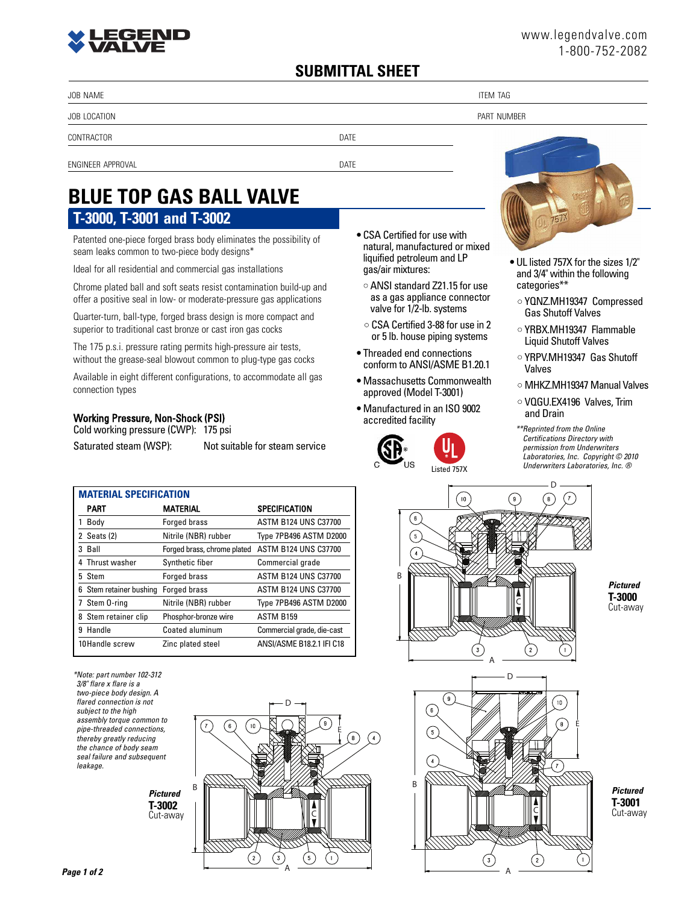www.legendvalve.com
1-800-752-2082

## SUBMITTAL SHEET

| JOB NAME | | ITEM TAG |
|---|---|---|
| JOB LOCATION | | PART NUMBER |
| CONTRACTOR | DATE | |
| ENGINEER APPROVAL | DATE | |

# BLUE TOP GAS BALL VALVE

## T-3000, T-3001 and T-3002

Patented one-piece forged brass body eliminates the possibility of seam leaks common to two-piece body designs*

Ideal for all residential and commercial gas installations

Chrome plated ball and soft seats resist contamination build-up and offer a positive seal in low- or moderate-pressure gas applications

Quarter-turn, ball-type, forged brass design is more compact and superior to traditional cast bronze or cast iron gas cocks

The 175 p.s.i. pressure rating permits high-pressure air tests, without the grease-seal blowout common to plug-type gas cocks

Available in eight different configurations, to accommodate all gas connection types

### Working Pressure, Non-Shock (PSI)

Cold working pressure (CWP): 175 psi

Saturated steam (WSP): Not suitable for steam service

- CSA Certified for use with natural, manufactured or mixed liquified petroleum and LP gas/air mixtures:
  - ANSI standard Z21.15 for use as a gas appliance connector valve for 1/2-lb. systems
  - CSA Certified 3-88 for use in 2 or 5 lb. house piping systems
- Threaded end connections conform to ANSI/ASME B1.20.1
- Massachusetts Commonwealth approved (Model T-3001)
- Manufactured in an ISO 9002 accredited facility

C US  Listed 757X

- UL listed 757X for the sizes 1/2" and 3/4" within the following categories**
  - YQNZ.MH19347 Compressed Gas Shutoff Valves
  - YRBX.MH19347 Flammable Liquid Shutoff Valves
  - YRPV.MH19347 Gas Shutoff Valves
  - MHKZ.MH19347 Manual Valves
  - VQGU.EX4196 Valves, Trim and Drain

*\*\*Reprinted from the Online Certifications Directory with permission from Underwriters Laboratories, Inc. Copyright © 2010 Underwriters Laboratories, Inc. ®*

### MATERIAL SPECIFICATION

| PART | MATERIAL | SPECIFICATION |
|---|---|---|
| 1 Body | Forged brass | ASTM B124 UNS C37700 |
| 2 Seats (2) | Nitrile (NBR) rubber | Type 7PB496 ASTM D2000 |
| 3 Ball | Forged brass, chrome plated | ASTM B124 UNS C37700 |
| 4 Thrust washer | Synthetic fiber | Commercial grade |
| 5 Stem | Forged brass | ASTM B124 UNS C37700 |
| 6 Stem retainer bushing | Forged brass | ASTM B124 UNS C37700 |
| 7 Stem O-ring | Nitrile (NBR) rubber | Type 7PB496 ASTM D2000 |
| 8 Stem retainer clip | Phosphor-bronze wire | ASTM B159 |
| 9 Handle | Coated aluminum | Commercial grade, die-cast |
| 10 Handle screw | Zinc plated steel | ANSI/ASME B18.2.1 IFI C18 |

*\*Note: part number 102-312 3/8" flare x flare is a two-piece body design. A flared connection is not subject to the high assembly torque common to pipe-threaded connections, thereby greatly reducing the chance of body seam seal failure and subsequent leakage.*

***Pictured* T-3000** Cut-away

***Pictured* T-3002** Cut-away

***Pictured* T-3001** Cut-away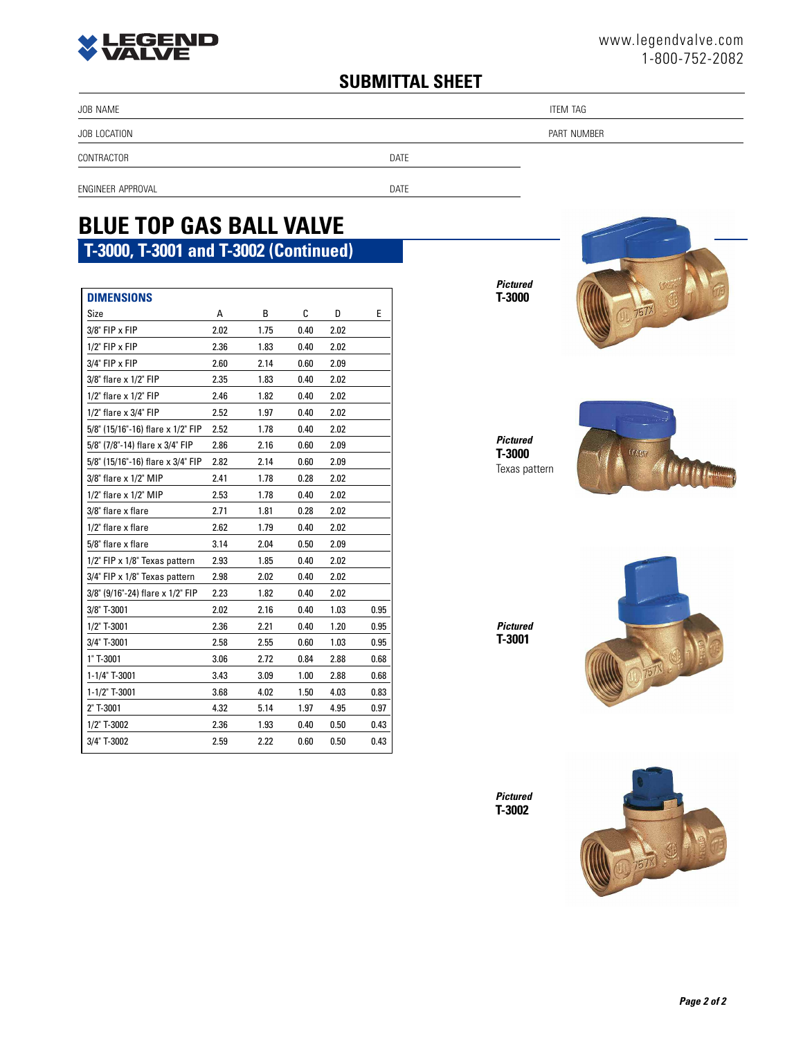www.legendvalve.com
1-800-752-2082

## SUBMITTAL SHEET

JOB NAME

ITEM TAG

JOB LOCATION

PART NUMBER

CONTRACTOR

DATE

ENGINEER APPROVAL

DATE

# BLUE TOP GAS BALL VALVE

## T-3000, T-3001 and T-3002 (Continued)

**DIMENSIONS**

| Size | A | B | C | D | E |
|---|---|---|---|---|---|
| 3/8" FIP x FIP | 2.02 | 1.75 | 0.40 | 2.02 | |
| 1/2" FIP x FIP | 2.36 | 1.83 | 0.40 | 2.02 | |
| 3/4" FIP x FIP | 2.60 | 2.14 | 0.60 | 2.09 | |
| 3/8" flare x 1/2" FIP | 2.35 | 1.83 | 0.40 | 2.02 | |
| 1/2" flare x 1/2" FIP | 2.46 | 1.82 | 0.40 | 2.02 | |
| 1/2" flare x 3/4" FIP | 2.52 | 1.97 | 0.40 | 2.02 | |
| 5/8" (15/16"-16) flare x 1/2" FIP | 2.52 | 1.78 | 0.40 | 2.02 | |
| 5/8" (7/8"-14) flare x 3/4" FIP | 2.86 | 2.16 | 0.60 | 2.09 | |
| 5/8" (15/16"-16) flare x 3/4" FIP | 2.82 | 2.14 | 0.60 | 2.09 | |
| 3/8" flare x 1/2" MIP | 2.41 | 1.78 | 0.28 | 2.02 | |
| 1/2" flare x 1/2" MIP | 2.53 | 1.78 | 0.40 | 2.02 | |
| 3/8" flare x flare | 2.71 | 1.81 | 0.28 | 2.02 | |
| 1/2" flare x flare | 2.62 | 1.79 | 0.40 | 2.02 | |
| 5/8" flare x flare | 3.14 | 2.04 | 0.50 | 2.09 | |
| 1/2" FIP x 1/8" Texas pattern | 2.93 | 1.85 | 0.40 | 2.02 | |
| 3/4" FIP x 1/8" Texas pattern | 2.98 | 2.02 | 0.40 | 2.02 | |
| 3/8" (9/16"-24) flare x 1/2" FIP | 2.23 | 1.82 | 0.40 | 2.02 | |
| 3/8" T-3001 | 2.02 | 2.16 | 0.40 | 1.03 | 0.95 |
| 1/2" T-3001 | 2.36 | 2.21 | 0.40 | 1.20 | 0.95 |
| 3/4" T-3001 | 2.58 | 2.55 | 0.60 | 1.03 | 0.95 |
| 1" T-3001 | 3.06 | 2.72 | 0.84 | 2.88 | 0.68 |
| 1-1/4" T-3001 | 3.43 | 3.09 | 1.00 | 2.88 | 0.68 |
| 1-1/2" T-3001 | 3.68 | 4.02 | 1.50 | 4.03 | 0.83 |
| 2" T-3001 | 4.32 | 5.14 | 1.97 | 4.95 | 0.97 |
| 1/2" T-3002 | 2.36 | 1.93 | 0.40 | 0.50 | 0.43 |
| 3/4" T-3002 | 2.59 | 2.22 | 0.60 | 0.50 | 0.43 |

*Pictured*
**T-3000**

*Pictured*
**T-3000**
Texas pattern

*Pictured*
**T-3001**

*Pictured*
**T-3002**